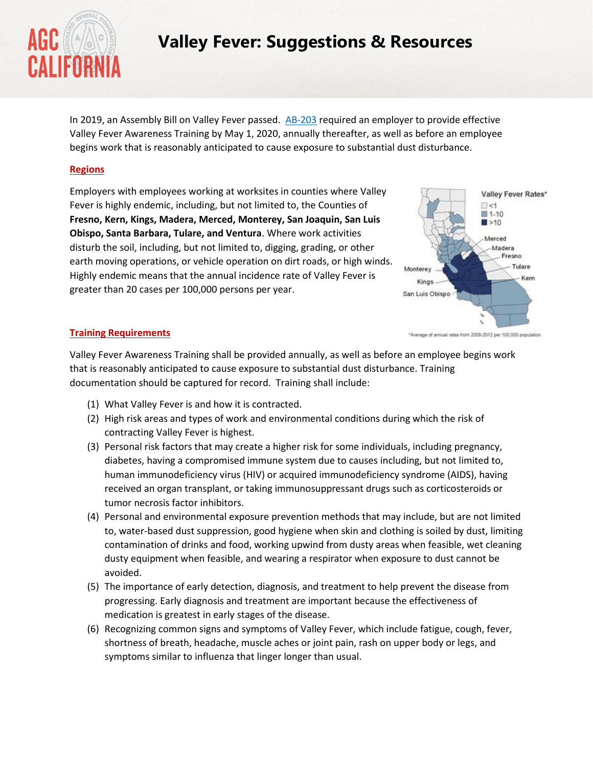# Valley Fever: Suggestions & Resources

In 2019, an Assembly Bill on Valley Fever passed. AB-203 required an employer to provide effective Valley Fever Awareness Training by May 1, 2020, annually thereafter, as well as before an employee begins work that is reasonably anticipated to cause exposure to substantial dust disturbance.

## Regions

Employers with employees working at worksites in counties where Valley Fever is highly endemic, including, but not limited to, the Counties of **Fresno, Kern, Kings, Madera, Merced, Monterey, San Joaquin, San Luis Obispo, Santa Barbara, Tulare, and Ventura**. Where work activities disturb the soil, including, but not limited to, digging, grading, or other earth moving operations, or vehicle operation on dirt roads, or high winds. Highly endemic means that the annual incidence rate of Valley Fever is greater than 20 cases per 100,000 persons per year.

Valley Fever Rates*
- <1
- 1-10
- >10

Merced, Madera, Fresno, Tulare, Kern, Monterey, Kings, San Luis Obispo

*Average of annual rates from 2008-2012 per 100,000 population

## Training Requirements

Valley Fever Awareness Training shall be provided annually, as well as before an employee begins work that is reasonably anticipated to cause exposure to substantial dust disturbance. Training documentation should be captured for record. Training shall include:

(1) What Valley Fever is and how it is contracted.

(2) High risk areas and types of work and environmental conditions during which the risk of contracting Valley Fever is highest.

(3) Personal risk factors that may create a higher risk for some individuals, including pregnancy, diabetes, having a compromised immune system due to causes including, but not limited to, human immunodeficiency virus (HIV) or acquired immunodeficiency syndrome (AIDS), having received an organ transplant, or taking immunosuppressant drugs such as corticosteroids or tumor necrosis factor inhibitors.

(4) Personal and environmental exposure prevention methods that may include, but are not limited to, water-based dust suppression, good hygiene when skin and clothing is soiled by dust, limiting contamination of drinks and food, working upwind from dusty areas when feasible, wet cleaning dusty equipment when feasible, and wearing a respirator when exposure to dust cannot be avoided.

(5) The importance of early detection, diagnosis, and treatment to help prevent the disease from progressing. Early diagnosis and treatment are important because the effectiveness of medication is greatest in early stages of the disease.

(6) Recognizing common signs and symptoms of Valley Fever, which include fatigue, cough, fever, shortness of breath, headache, muscle aches or joint pain, rash on upper body or legs, and symptoms similar to influenza that linger longer than usual.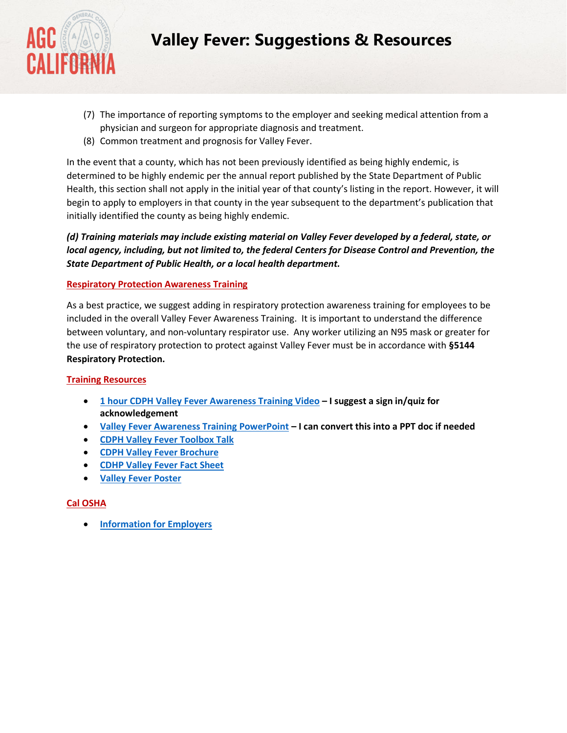(7) The importance of reporting symptoms to the employer and seeking medical attention from a physician and surgeon for appropriate diagnosis and treatment.

(8) Common treatment and prognosis for Valley Fever.

In the event that a county, which has not been previously identified as being highly endemic, is determined to be highly endemic per the annual report published by the State Department of Public Health, this section shall not apply in the initial year of that county's listing in the report. However, it will begin to apply to employers in that county in the year subsequent to the department's publication that initially identified the county as being highly endemic.

***(d) Training materials may include existing material on Valley Fever developed by a federal, state, or local agency, including, but not limited to, the federal Centers for Disease Control and Prevention, the State Department of Public Health, or a local health department.***

## Respiratory Protection Awareness Training

As a best practice, we suggest adding in respiratory protection awareness training for employees to be included in the overall Valley Fever Awareness Training. It is important to understand the difference between voluntary, and non-voluntary respirator use. Any worker utilizing an N95 mask or greater for the use of respiratory protection to protect against Valley Fever must be in accordance with **§5144 Respiratory Protection.**

## Training Resources

- 1 hour CDPH Valley Fever Awareness Training Video **– I suggest a sign in/quiz for acknowledgement**
- Valley Fever Awareness Training PowerPoint **– I can convert this into a PPT doc if needed**
- CDPH Valley Fever Toolbox Talk
- CDPH Valley Fever Brochure
- CDHP Valley Fever Fact Sheet
- Valley Fever Poster

## Cal OSHA

- Information for Employers